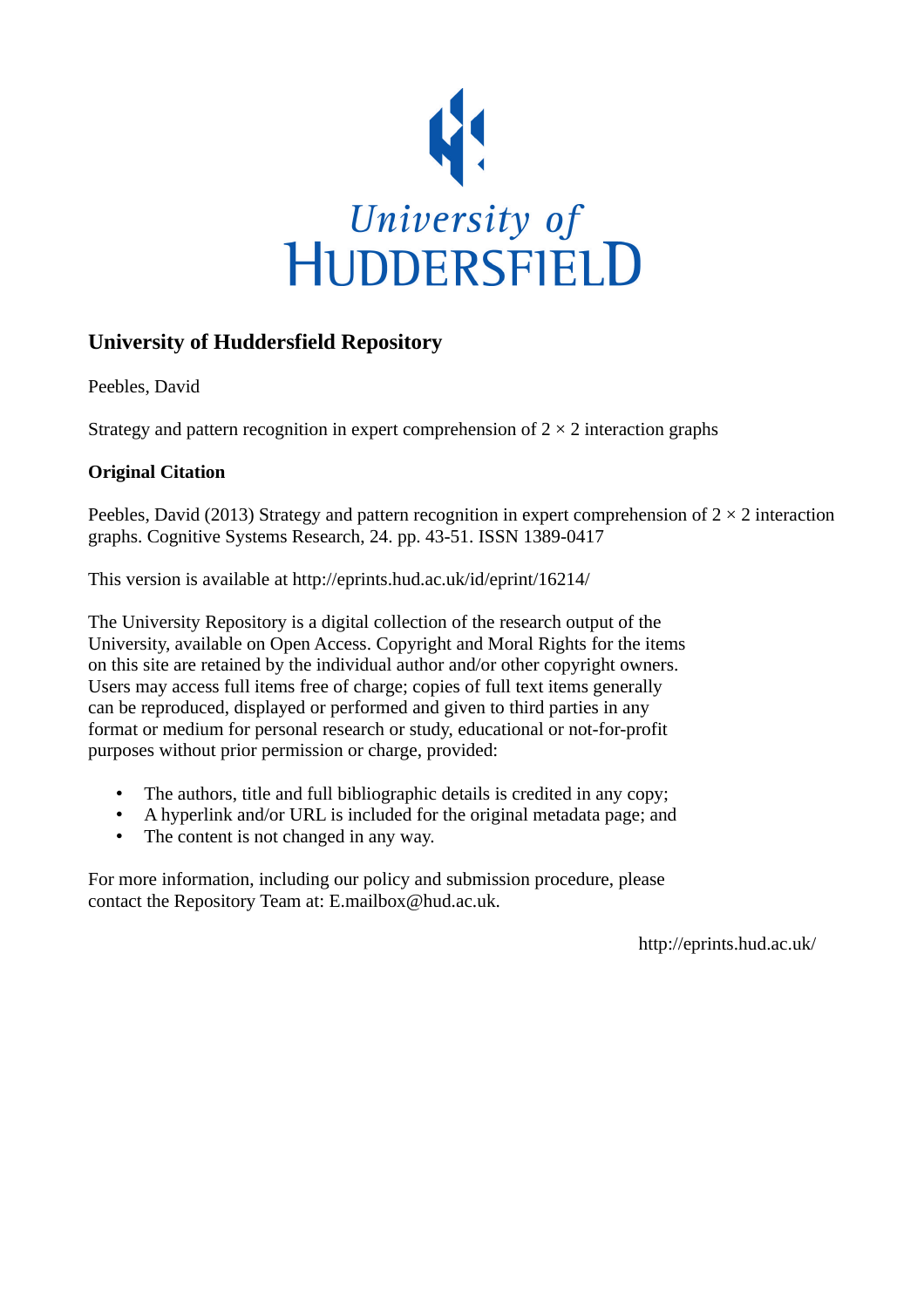University of HUDDERSFIELD

## University of Huddersfield Repository

Peebles, David

Strategy and pattern recognition in expert comprehension of $2 \times 2$ interaction graphs

### Original Citation

Peebles, David (2013) Strategy and pattern recognition in expert comprehension of $2 \times 2$ interaction graphs. Cognitive Systems Research, 24. pp. 43-51. ISSN 1389-0417

This version is available at http://eprints.hud.ac.uk/id/eprint/16214/

The University Repository is a digital collection of the research output of the University, available on Open Access. Copyright and Moral Rights for the items on this site are retained by the individual author and/or other copyright owners. Users may access full items free of charge; copies of full text items generally can be reproduced, displayed or performed and given to third parties in any format or medium for personal research or study, educational or not-for-profit purposes without prior permission or charge, provided:

- The authors, title and full bibliographic details is credited in any copy;
- A hyperlink and/or URL is included for the original metadata page; and
- The content is not changed in any way.

For more information, including our policy and submission procedure, please contact the Repository Team at: E.mailbox@hud.ac.uk.

http://eprints.hud.ac.uk/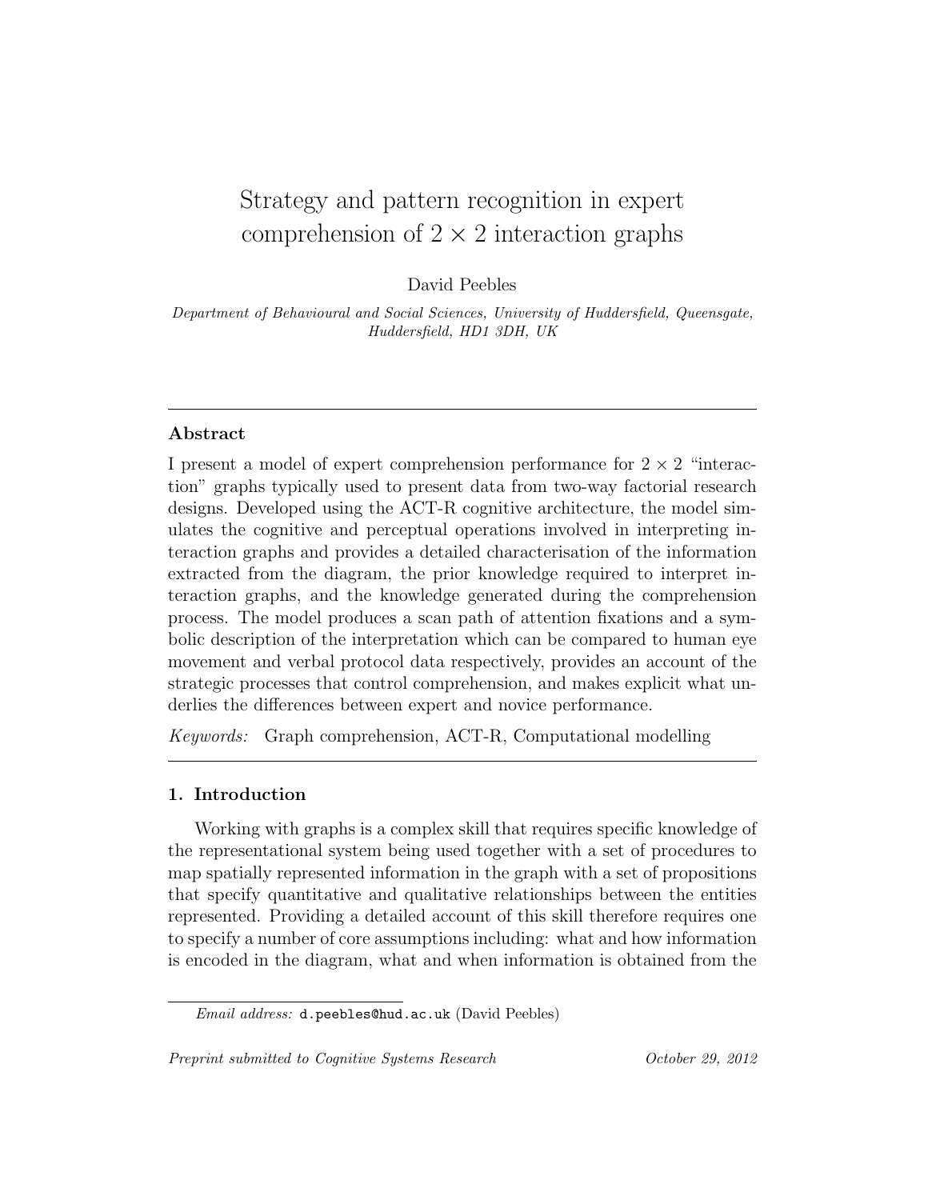# Strategy and pattern recognition in expert comprehension of $2 \times 2$ interaction graphs

David Peebles

*Department of Behavioural and Social Sciences, University of Huddersfield, Queensgate, Huddersfield, HD1 3DH, UK*

---

### Abstract

I present a model of expert comprehension performance for $2 \times 2$ "interaction" graphs typically used to present data from two-way factorial research designs. Developed using the ACT-R cognitive architecture, the model simulates the cognitive and perceptual operations involved in interpreting interaction graphs and provides a detailed characterisation of the information extracted from the diagram, the prior knowledge required to interpret interaction graphs, and the knowledge generated during the comprehension process. The model produces a scan path of attention fixations and a symbolic description of the interpretation which can be compared to human eye movement and verbal protocol data respectively, provides an account of the strategic processes that control comprehension, and makes explicit what underlies the differences between expert and novice performance.

*Keywords:* Graph comprehension, ACT-R, Computational modelling

---

## 1. Introduction

Working with graphs is a complex skill that requires specific knowledge of the representational system being used together with a set of procedures to map spatially represented information in the graph with a set of propositions that specify quantitative and qualitative relationships between the entities represented. Providing a detailed account of this skill therefore requires one to specify a number of core assumptions including: what and how information is encoded in the diagram, what and when information is obtained from the

*Email address:* d.peebles@hud.ac.uk (David Peebles)

*Preprint submitted to Cognitive Systems Research* October 29, 2012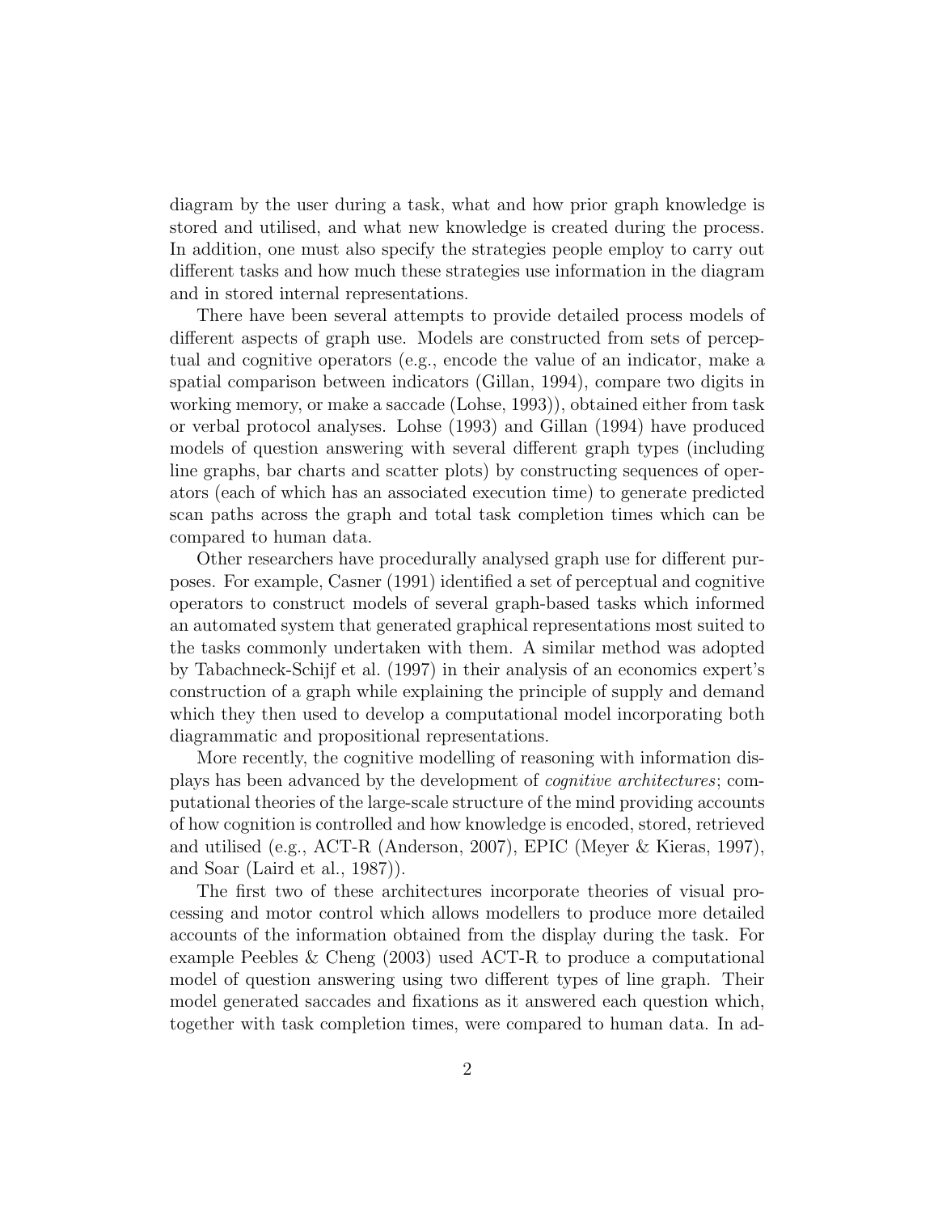diagram by the user during a task, what and how prior graph knowledge is stored and utilised, and what new knowledge is created during the process. In addition, one must also specify the strategies people employ to carry out different tasks and how much these strategies use information in the diagram and in stored internal representations.

There have been several attempts to provide detailed process models of different aspects of graph use. Models are constructed from sets of perceptual and cognitive operators (e.g., encode the value of an indicator, make a spatial comparison between indicators (Gillan, 1994), compare two digits in working memory, or make a saccade (Lohse, 1993)), obtained either from task or verbal protocol analyses. Lohse (1993) and Gillan (1994) have produced models of question answering with several different graph types (including line graphs, bar charts and scatter plots) by constructing sequences of operators (each of which has an associated execution time) to generate predicted scan paths across the graph and total task completion times which can be compared to human data.

Other researchers have procedurally analysed graph use for different purposes. For example, Casner (1991) identified a set of perceptual and cognitive operators to construct models of several graph-based tasks which informed an automated system that generated graphical representations most suited to the tasks commonly undertaken with them. A similar method was adopted by Tabachneck-Schijf et al. (1997) in their analysis of an economics expert's construction of a graph while explaining the principle of supply and demand which they then used to develop a computational model incorporating both diagrammatic and propositional representations.

More recently, the cognitive modelling of reasoning with information displays has been advanced by the development of *cognitive architectures*; computational theories of the large-scale structure of the mind providing accounts of how cognition is controlled and how knowledge is encoded, stored, retrieved and utilised (e.g., ACT-R (Anderson, 2007), EPIC (Meyer & Kieras, 1997), and Soar (Laird et al., 1987)).

The first two of these architectures incorporate theories of visual processing and motor control which allows modellers to produce more detailed accounts of the information obtained from the display during the task. For example Peebles & Cheng (2003) used ACT-R to produce a computational model of question answering using two different types of line graph. Their model generated saccades and fixations as it answered each question which, together with task completion times, were compared to human data. In ad-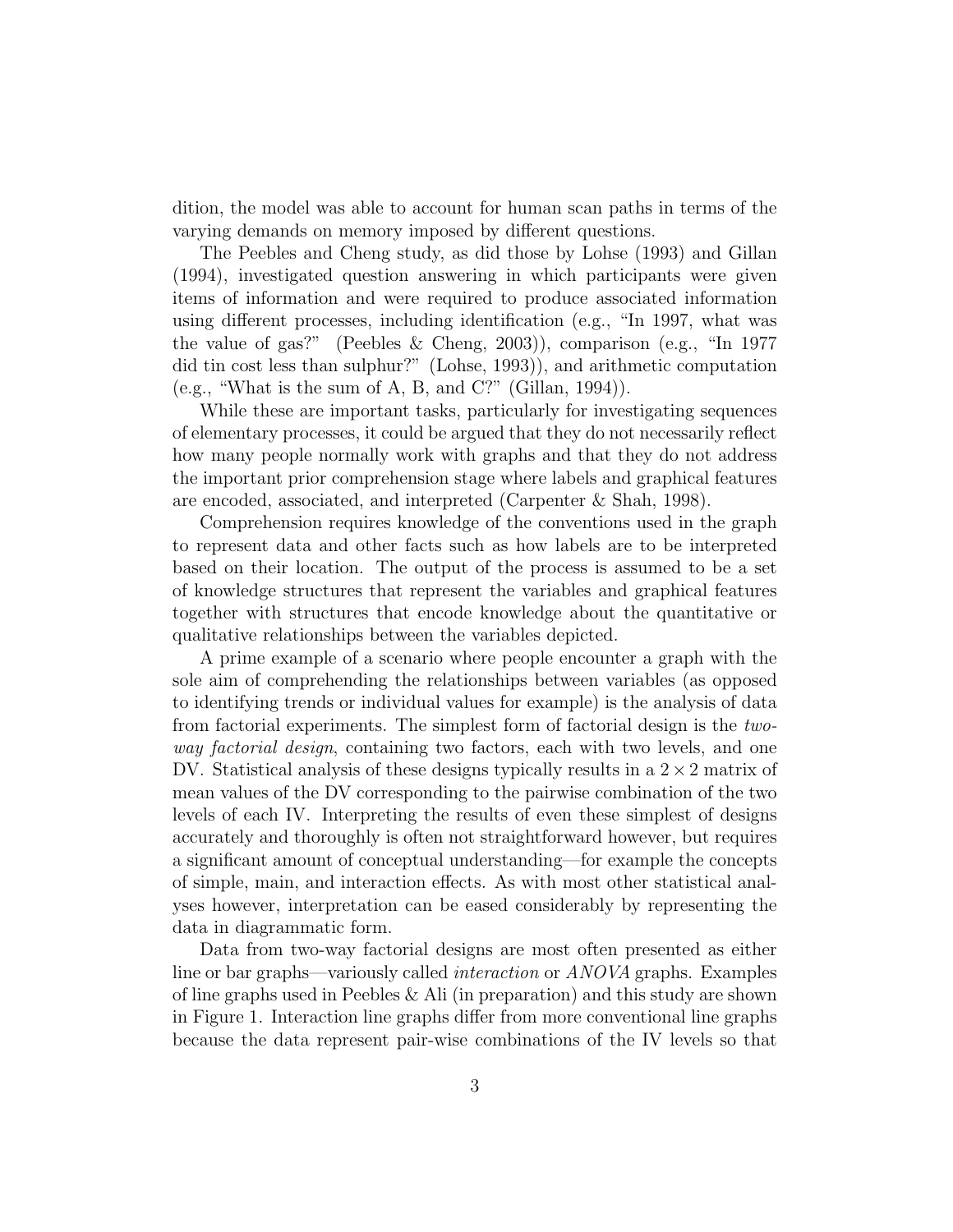dition, the model was able to account for human scan paths in terms of the varying demands on memory imposed by different questions.

The Peebles and Cheng study, as did those by Lohse (1993) and Gillan (1994), investigated question answering in which participants were given items of information and were required to produce associated information using different processes, including identification (e.g., "In 1997, what was the value of gas?" (Peebles & Cheng, 2003)), comparison (e.g., "In 1977 did tin cost less than sulphur?" (Lohse, 1993)), and arithmetic computation (e.g., "What is the sum of A, B, and C?" (Gillan, 1994)).

While these are important tasks, particularly for investigating sequences of elementary processes, it could be argued that they do not necessarily reflect how many people normally work with graphs and that they do not address the important prior comprehension stage where labels and graphical features are encoded, associated, and interpreted (Carpenter & Shah, 1998).

Comprehension requires knowledge of the conventions used in the graph to represent data and other facts such as how labels are to be interpreted based on their location. The output of the process is assumed to be a set of knowledge structures that represent the variables and graphical features together with structures that encode knowledge about the quantitative or qualitative relationships between the variables depicted.

A prime example of a scenario where people encounter a graph with the sole aim of comprehending the relationships between variables (as opposed to identifying trends or individual values for example) is the analysis of data from factorial experiments. The simplest form of factorial design is the *two-way factorial design*, containing two factors, each with two levels, and one DV. Statistical analysis of these designs typically results in a $2 \times 2$ matrix of mean values of the DV corresponding to the pairwise combination of the two levels of each IV. Interpreting the results of even these simplest of designs accurately and thoroughly is often not straightforward however, but requires a significant amount of conceptual understanding—for example the concepts of simple, main, and interaction effects. As with most other statistical analyses however, interpretation can be eased considerably by representing the data in diagrammatic form.

Data from two-way factorial designs are most often presented as either line or bar graphs—variously called *interaction* or *ANOVA* graphs. Examples of line graphs used in Peebles & Ali (in preparation) and this study are shown in Figure 1. Interaction line graphs differ from more conventional line graphs because the data represent pair-wise combinations of the IV levels so that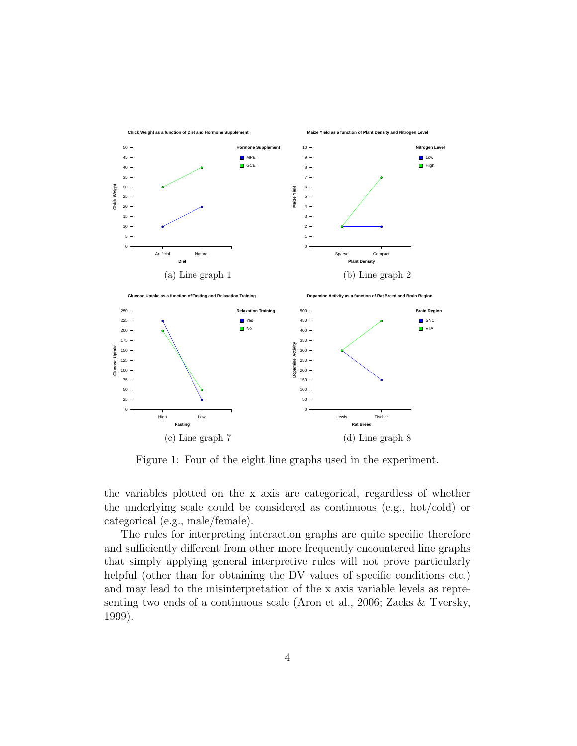(a) Line graph 1

(b) Line graph 2

(c) Line graph 7

(d) Line graph 8

Figure 1: Four of the eight line graphs used in the experiment.

the variables plotted on the x axis are categorical, regardless of whether the underlying scale could be considered as continuous (e.g., hot/cold) or categorical (e.g., male/female).

The rules for interpreting interaction graphs are quite specific therefore and sufficiently different from other more frequently encountered line graphs that simply applying general interpretive rules will not prove particularly helpful (other than for obtaining the DV values of specific conditions etc.) and may lead to the misinterpretation of the x axis variable levels as representing two ends of a continuous scale (Aron et al., 2006; Zacks & Tversky, 1999).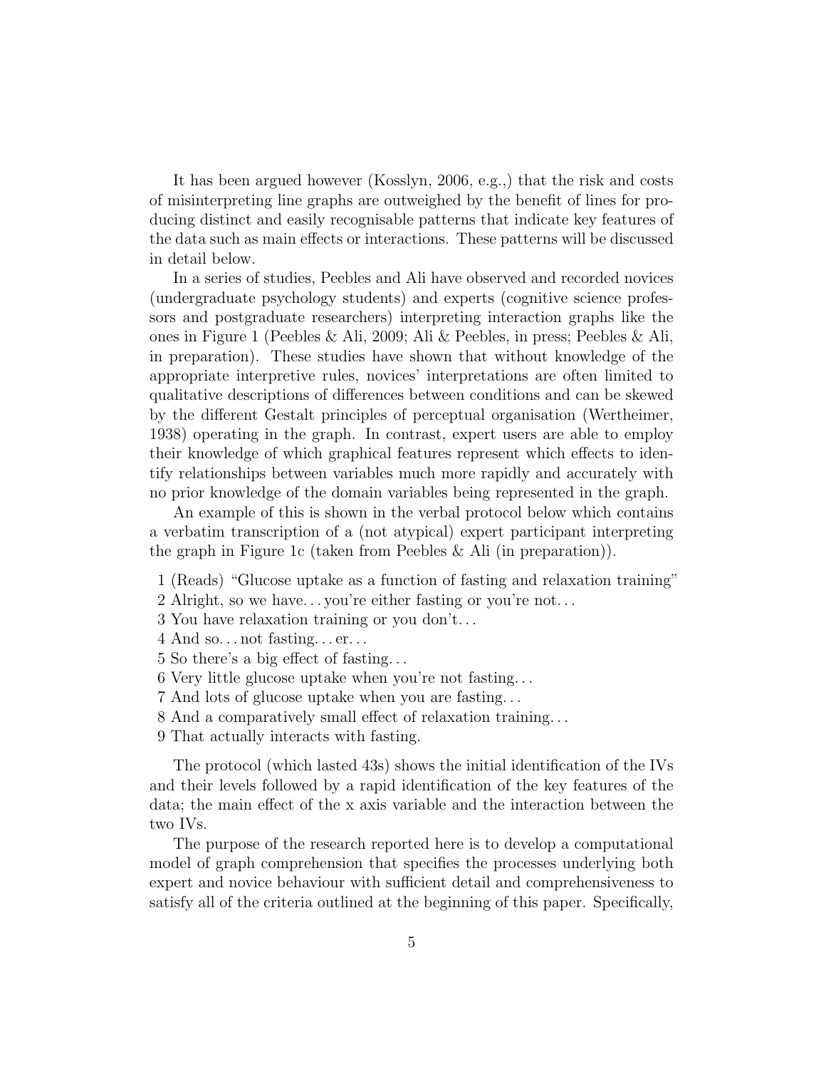It has been argued however (Kosslyn, 2006, e.g.,) that the risk and costs of misinterpreting line graphs are outweighed by the benefit of lines for producing distinct and easily recognisable patterns that indicate key features of the data such as main effects or interactions. These patterns will be discussed in detail below.

In a series of studies, Peebles and Ali have observed and recorded novices (undergraduate psychology students) and experts (cognitive science professors and postgraduate researchers) interpreting interaction graphs like the ones in Figure 1 (Peebles & Ali, 2009; Ali & Peebles, in press; Peebles & Ali, in preparation). These studies have shown that without knowledge of the appropriate interpretive rules, novices' interpretations are often limited to qualitative descriptions of differences between conditions and can be skewed by the different Gestalt principles of perceptual organisation (Wertheimer, 1938) operating in the graph. In contrast, expert users are able to employ their knowledge of which graphical features represent which effects to identify relationships between variables much more rapidly and accurately with no prior knowledge of the domain variables being represented in the graph.

An example of this is shown in the verbal protocol below which contains a verbatim transcription of a (not atypical) expert participant interpreting the graph in Figure 1c (taken from Peebles & Ali (in preparation)).

1 (Reads) "Glucose uptake as a function of fasting and relaxation training"
2 Alright, so we have... you're either fasting or you're not...
3 You have relaxation training or you don't...
4 And so... not fasting... er...
5 So there's a big effect of fasting...
6 Very little glucose uptake when you're not fasting...
7 And lots of glucose uptake when you are fasting...
8 And a comparatively small effect of relaxation training...
9 That actually interacts with fasting.

The protocol (which lasted 43s) shows the initial identification of the IVs and their levels followed by a rapid identification of the key features of the data; the main effect of the x axis variable and the interaction between the two IVs.

The purpose of the research reported here is to develop a computational model of graph comprehension that specifies the processes underlying both expert and novice behaviour with sufficient detail and comprehensiveness to satisfy all of the criteria outlined at the beginning of this paper. Specifically,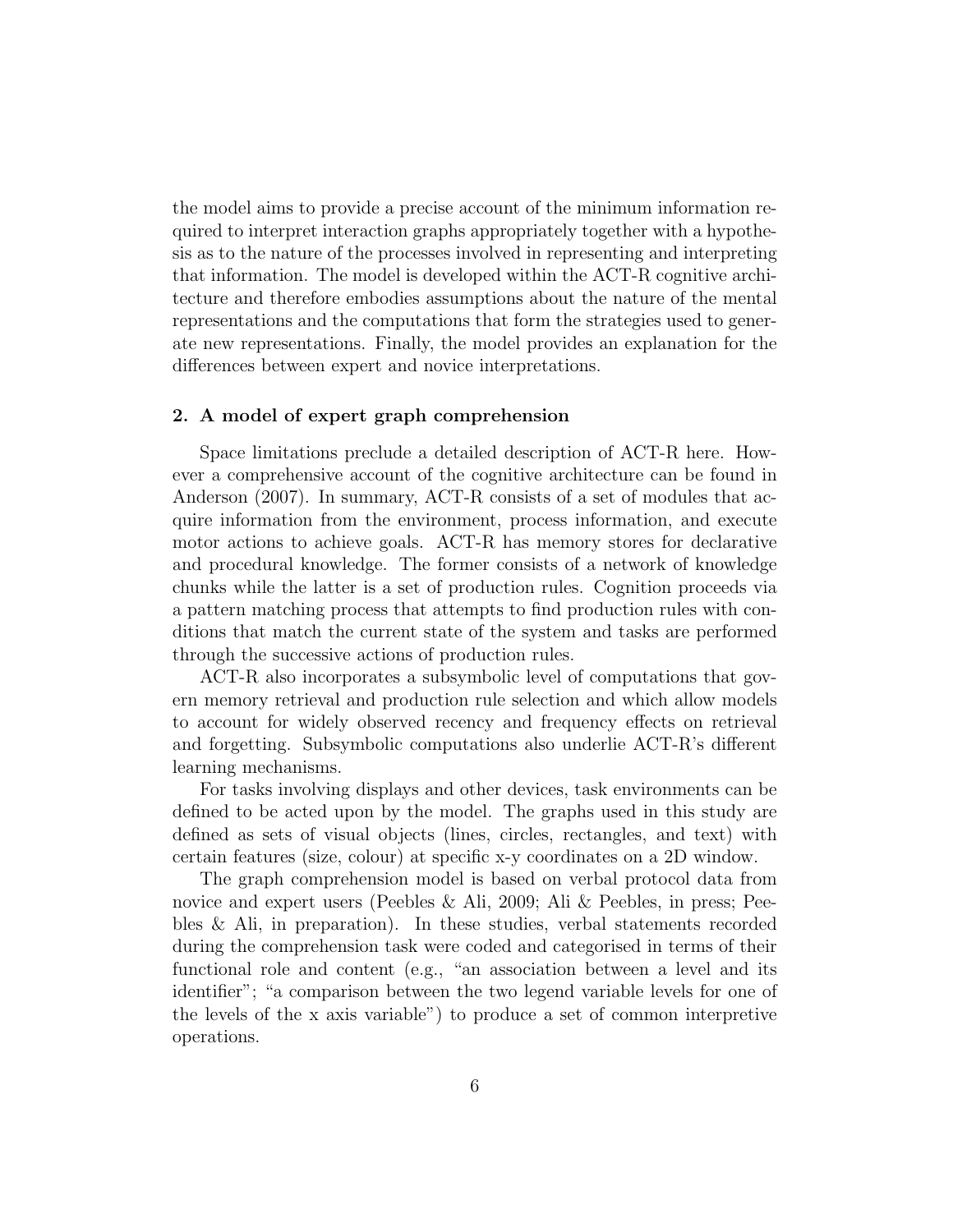the model aims to provide a precise account of the minimum information required to interpret interaction graphs appropriately together with a hypothesis as to the nature of the processes involved in representing and interpreting that information. The model is developed within the ACT-R cognitive architecture and therefore embodies assumptions about the nature of the mental representations and the computations that form the strategies used to generate new representations. Finally, the model provides an explanation for the differences between expert and novice interpretations.

## 2. A model of expert graph comprehension

Space limitations preclude a detailed description of ACT-R here. However a comprehensive account of the cognitive architecture can be found in Anderson (2007). In summary, ACT-R consists of a set of modules that acquire information from the environment, process information, and execute motor actions to achieve goals. ACT-R has memory stores for declarative and procedural knowledge. The former consists of a network of knowledge chunks while the latter is a set of production rules. Cognition proceeds via a pattern matching process that attempts to find production rules with conditions that match the current state of the system and tasks are performed through the successive actions of production rules.

ACT-R also incorporates a subsymbolic level of computations that govern memory retrieval and production rule selection and which allow models to account for widely observed recency and frequency effects on retrieval and forgetting. Subsymbolic computations also underlie ACT-R's different learning mechanisms.

For tasks involving displays and other devices, task environments can be defined to be acted upon by the model. The graphs used in this study are defined as sets of visual objects (lines, circles, rectangles, and text) with certain features (size, colour) at specific x-y coordinates on a 2D window.

The graph comprehension model is based on verbal protocol data from novice and expert users (Peebles & Ali, 2009; Ali & Peebles, in press; Peebles & Ali, in preparation). In these studies, verbal statements recorded during the comprehension task were coded and categorised in terms of their functional role and content (e.g., "an association between a level and its identifier"; "a comparison between the two legend variable levels for one of the levels of the x axis variable") to produce a set of common interpretive operations.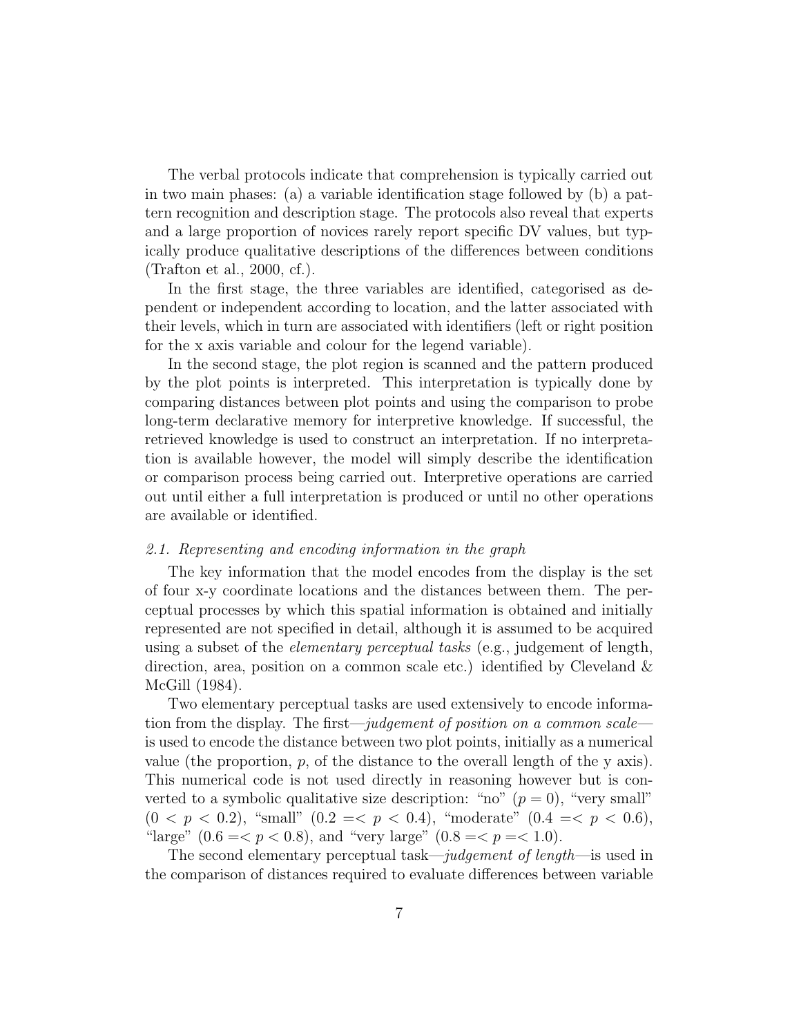The verbal protocols indicate that comprehension is typically carried out in two main phases: (a) a variable identification stage followed by (b) a pattern recognition and description stage. The protocols also reveal that experts and a large proportion of novices rarely report specific DV values, but typically produce qualitative descriptions of the differences between conditions (Trafton et al., 2000, cf.).

In the first stage, the three variables are identified, categorised as dependent or independent according to location, and the latter associated with their levels, which in turn are associated with identifiers (left or right position for the x axis variable and colour for the legend variable).

In the second stage, the plot region is scanned and the pattern produced by the plot points is interpreted. This interpretation is typically done by comparing distances between plot points and using the comparison to probe long-term declarative memory for interpretive knowledge. If successful, the retrieved knowledge is used to construct an interpretation. If no interpretation is available however, the model will simply describe the identification or comparison process being carried out. Interpretive operations are carried out until either a full interpretation is produced or until no other operations are available or identified.

### *2.1. Representing and encoding information in the graph*

The key information that the model encodes from the display is the set of four x-y coordinate locations and the distances between them. The perceptual processes by which this spatial information is obtained and initially represented are not specified in detail, although it is assumed to be acquired using a subset of the *elementary perceptual tasks* (e.g., judgement of length, direction, area, position on a common scale etc.) identified by Cleveland & McGill (1984).

Two elementary perceptual tasks are used extensively to encode information from the display. The first—*judgement of position on a common scale*—is used to encode the distance between two plot points, initially as a numerical value (the proportion, $p$, of the distance to the overall length of the y axis). This numerical code is not used directly in reasoning however but is converted to a symbolic qualitative size description: "no" ($p = 0$), "very small" ($0 < p < 0.2$), "small" ($0.2 =< p < 0.4$), "moderate" ($0.4 =< p < 0.6$), "large" ($0.6 =< p < 0.8$), and "very large" ($0.8 =< p =< 1.0$).

The second elementary perceptual task—*judgement of length*—is used in the comparison of distances required to evaluate differences between variable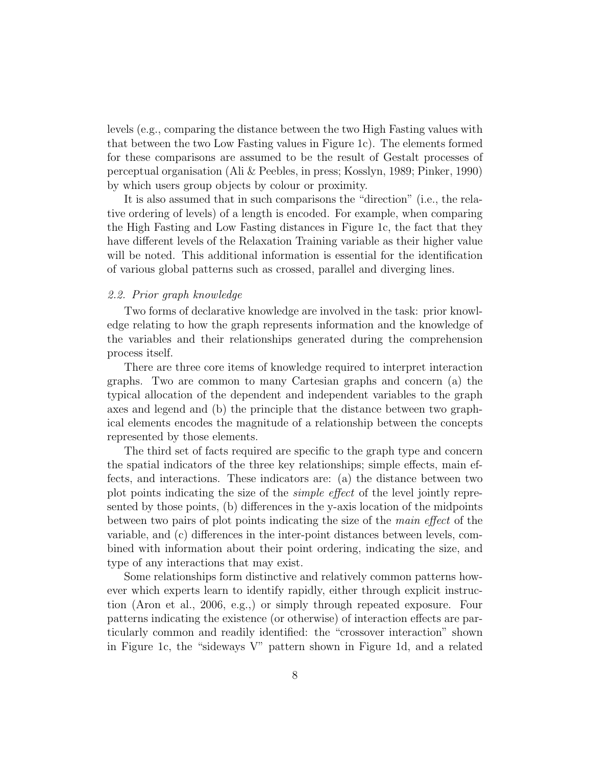levels (e.g., comparing the distance between the two High Fasting values with that between the two Low Fasting values in Figure 1c). The elements formed for these comparisons are assumed to be the result of Gestalt processes of perceptual organisation (Ali & Peebles, in press; Kosslyn, 1989; Pinker, 1990) by which users group objects by colour or proximity.

It is also assumed that in such comparisons the "direction" (i.e., the relative ordering of levels) of a length is encoded. For example, when comparing the High Fasting and Low Fasting distances in Figure 1c, the fact that they have different levels of the Relaxation Training variable as their higher value will be noted. This additional information is essential for the identification of various global patterns such as crossed, parallel and diverging lines.

### 2.2. Prior graph knowledge

Two forms of declarative knowledge are involved in the task: prior knowledge relating to how the graph represents information and the knowledge of the variables and their relationships generated during the comprehension process itself.

There are three core items of knowledge required to interpret interaction graphs. Two are common to many Cartesian graphs and concern (a) the typical allocation of the dependent and independent variables to the graph axes and legend and (b) the principle that the distance between two graphical elements encodes the magnitude of a relationship between the concepts represented by those elements.

The third set of facts required are specific to the graph type and concern the spatial indicators of the three key relationships; simple effects, main effects, and interactions. These indicators are: (a) the distance between two plot points indicating the size of the *simple effect* of the level jointly represented by those points, (b) differences in the y-axis location of the midpoints between two pairs of plot points indicating the size of the *main effect* of the variable, and (c) differences in the inter-point distances between levels, combined with information about their point ordering, indicating the size, and type of any interactions that may exist.

Some relationships form distinctive and relatively common patterns however which experts learn to identify rapidly, either through explicit instruction (Aron et al., 2006, e.g.,) or simply through repeated exposure. Four patterns indicating the existence (or otherwise) of interaction effects are particularly common and readily identified: the "crossover interaction" shown in Figure 1c, the "sideways V" pattern shown in Figure 1d, and a related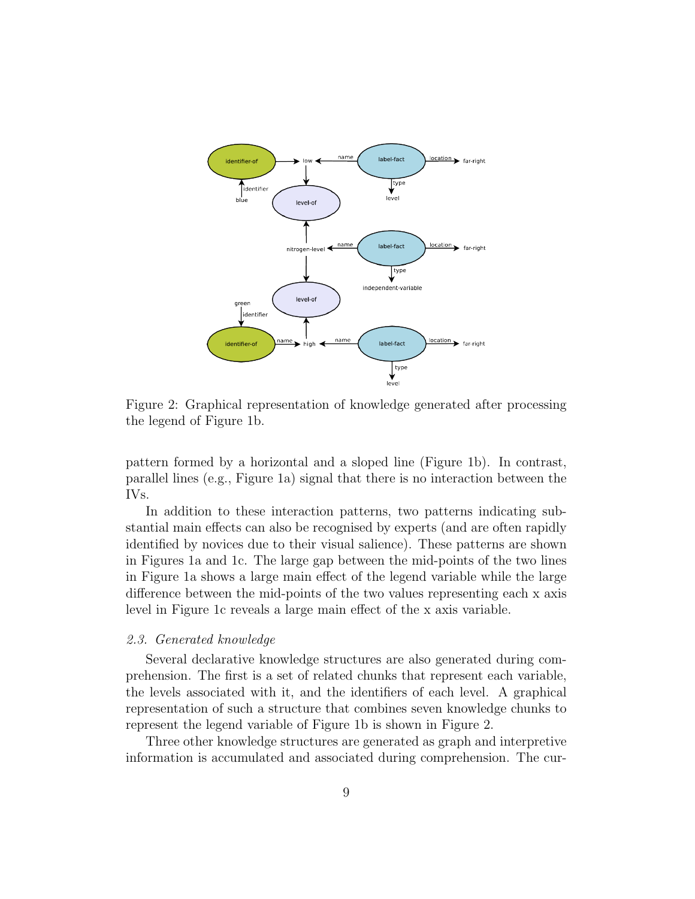Figure 2: Graphical representation of knowledge generated after processing the legend of Figure 1b.

pattern formed by a horizontal and a sloped line (Figure 1b). In contrast, parallel lines (e.g., Figure 1a) signal that there is no interaction between the IVs.

In addition to these interaction patterns, two patterns indicating substantial main effects can also be recognised by experts (and are often rapidly identified by novices due to their visual salience). These patterns are shown in Figures 1a and 1c. The large gap between the mid-points of the two lines in Figure 1a shows a large main effect of the legend variable while the large difference between the mid-points of the two values representing each x axis level in Figure 1c reveals a large main effect of the x axis variable.

### *2.3. Generated knowledge*

Several declarative knowledge structures are also generated during comprehension. The first is a set of related chunks that represent each variable, the levels associated with it, and the identifiers of each level. A graphical representation of such a structure that combines seven knowledge chunks to represent the legend variable of Figure 1b is shown in Figure 2.

Three other knowledge structures are generated as graph and interpretive information is accumulated and associated during comprehension. The cur-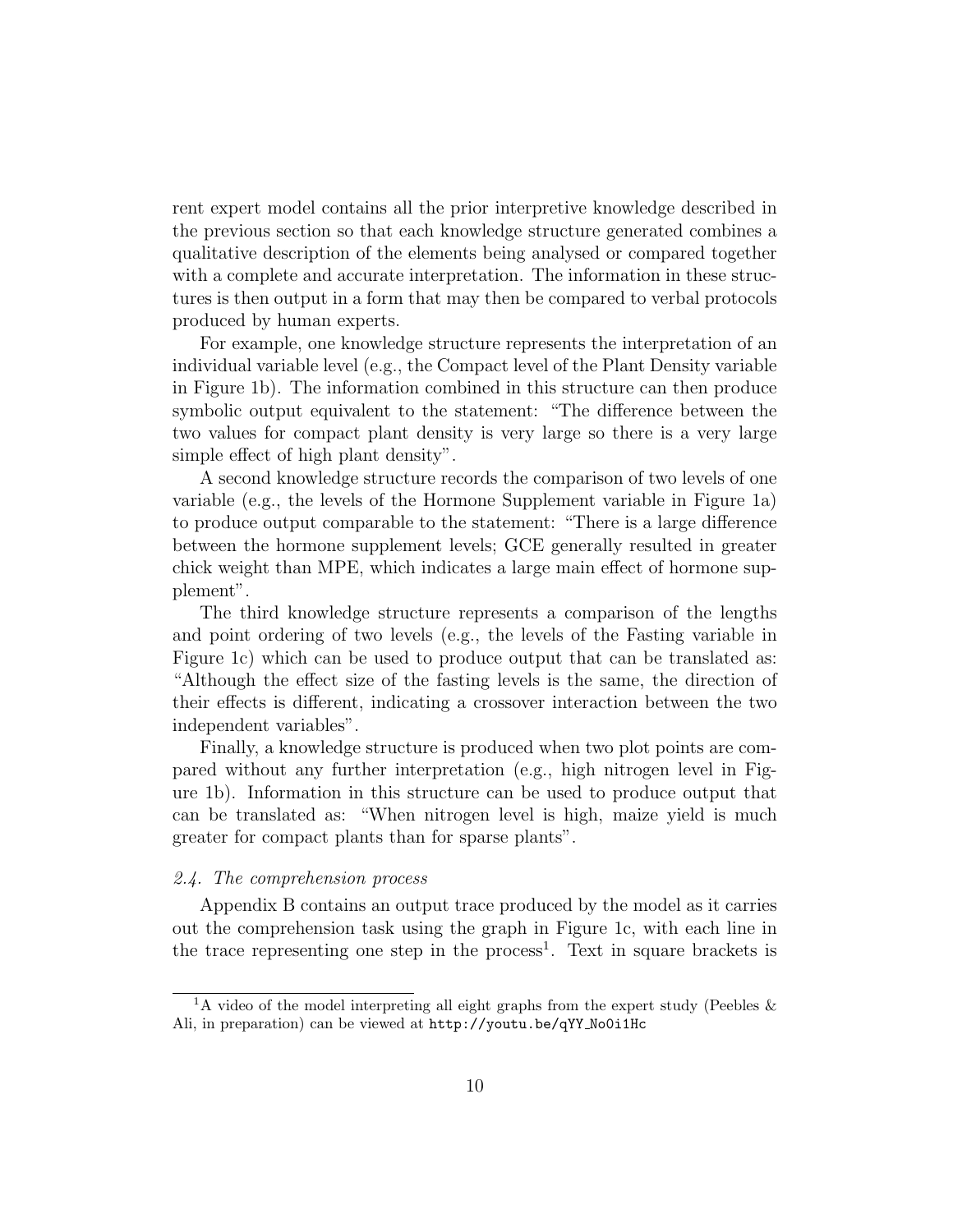rent expert model contains all the prior interpretive knowledge described in the previous section so that each knowledge structure generated combines a qualitative description of the elements being analysed or compared together with a complete and accurate interpretation. The information in these structures is then output in a form that may then be compared to verbal protocols produced by human experts.

For example, one knowledge structure represents the interpretation of an individual variable level (e.g., the Compact level of the Plant Density variable in Figure 1b). The information combined in this structure can then produce symbolic output equivalent to the statement: "The difference between the two values for compact plant density is very large so there is a very large simple effect of high plant density".

A second knowledge structure records the comparison of two levels of one variable (e.g., the levels of the Hormone Supplement variable in Figure 1a) to produce output comparable to the statement: "There is a large difference between the hormone supplement levels; GCE generally resulted in greater chick weight than MPE, which indicates a large main effect of hormone supplement".

The third knowledge structure represents a comparison of the lengths and point ordering of two levels (e.g., the levels of the Fasting variable in Figure 1c) which can be used to produce output that can be translated as: "Although the effect size of the fasting levels is the same, the direction of their effects is different, indicating a crossover interaction between the two independent variables".

Finally, a knowledge structure is produced when two plot points are compared without any further interpretation (e.g., high nitrogen level in Figure 1b). Information in this structure can be used to produce output that can be translated as: "When nitrogen level is high, maize yield is much greater for compact plants than for sparse plants".

### *2.4. The comprehension process*

Appendix B contains an output trace produced by the model as it carries out the comprehension task using the graph in Figure 1c, with each line in the trace representing one step in the process[1]. Text in square brackets is

[1] A video of the model interpreting all eight graphs from the expert study (Peebles & Ali, in preparation) can be viewed at `http://youtu.be/qYY_No0i1Hc`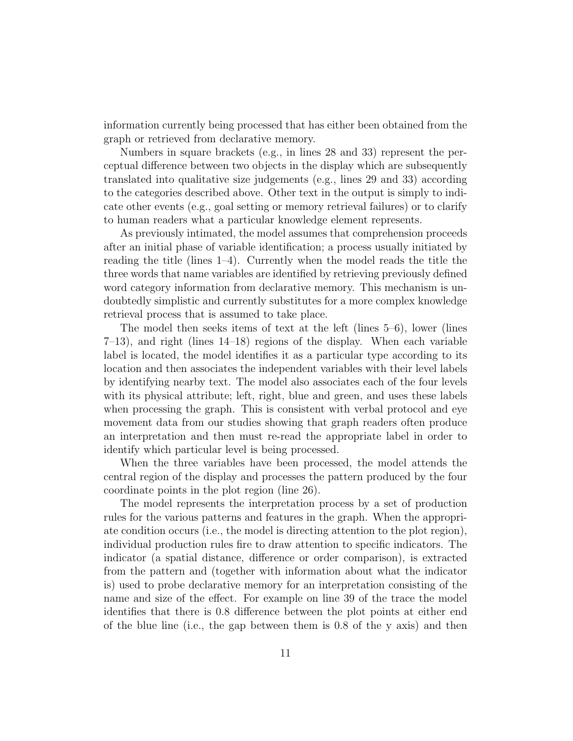information currently being processed that has either been obtained from the graph or retrieved from declarative memory.

Numbers in square brackets (e.g., in lines 28 and 33) represent the perceptual difference between two objects in the display which are subsequently translated into qualitative size judgements (e.g., lines 29 and 33) according to the categories described above. Other text in the output is simply to indicate other events (e.g., goal setting or memory retrieval failures) or to clarify to human readers what a particular knowledge element represents.

As previously intimated, the model assumes that comprehension proceeds after an initial phase of variable identification; a process usually initiated by reading the title (lines 1–4). Currently when the model reads the title the three words that name variables are identified by retrieving previously defined word category information from declarative memory. This mechanism is undoubtedly simplistic and currently substitutes for a more complex knowledge retrieval process that is assumed to take place.

The model then seeks items of text at the left (lines 5–6), lower (lines 7–13), and right (lines 14–18) regions of the display. When each variable label is located, the model identifies it as a particular type according to its location and then associates the independent variables with their level labels by identifying nearby text. The model also associates each of the four levels with its physical attribute; left, right, blue and green, and uses these labels when processing the graph. This is consistent with verbal protocol and eye movement data from our studies showing that graph readers often produce an interpretation and then must re-read the appropriate label in order to identify which particular level is being processed.

When the three variables have been processed, the model attends the central region of the display and processes the pattern produced by the four coordinate points in the plot region (line 26).

The model represents the interpretation process by a set of production rules for the various patterns and features in the graph. When the appropriate condition occurs (i.e., the model is directing attention to the plot region), individual production rules fire to draw attention to specific indicators. The indicator (a spatial distance, difference or order comparison), is extracted from the pattern and (together with information about what the indicator is) used to probe declarative memory for an interpretation consisting of the name and size of the effect. For example on line 39 of the trace the model identifies that there is 0.8 difference between the plot points at either end of the blue line (i.e., the gap between them is 0.8 of the y axis) and then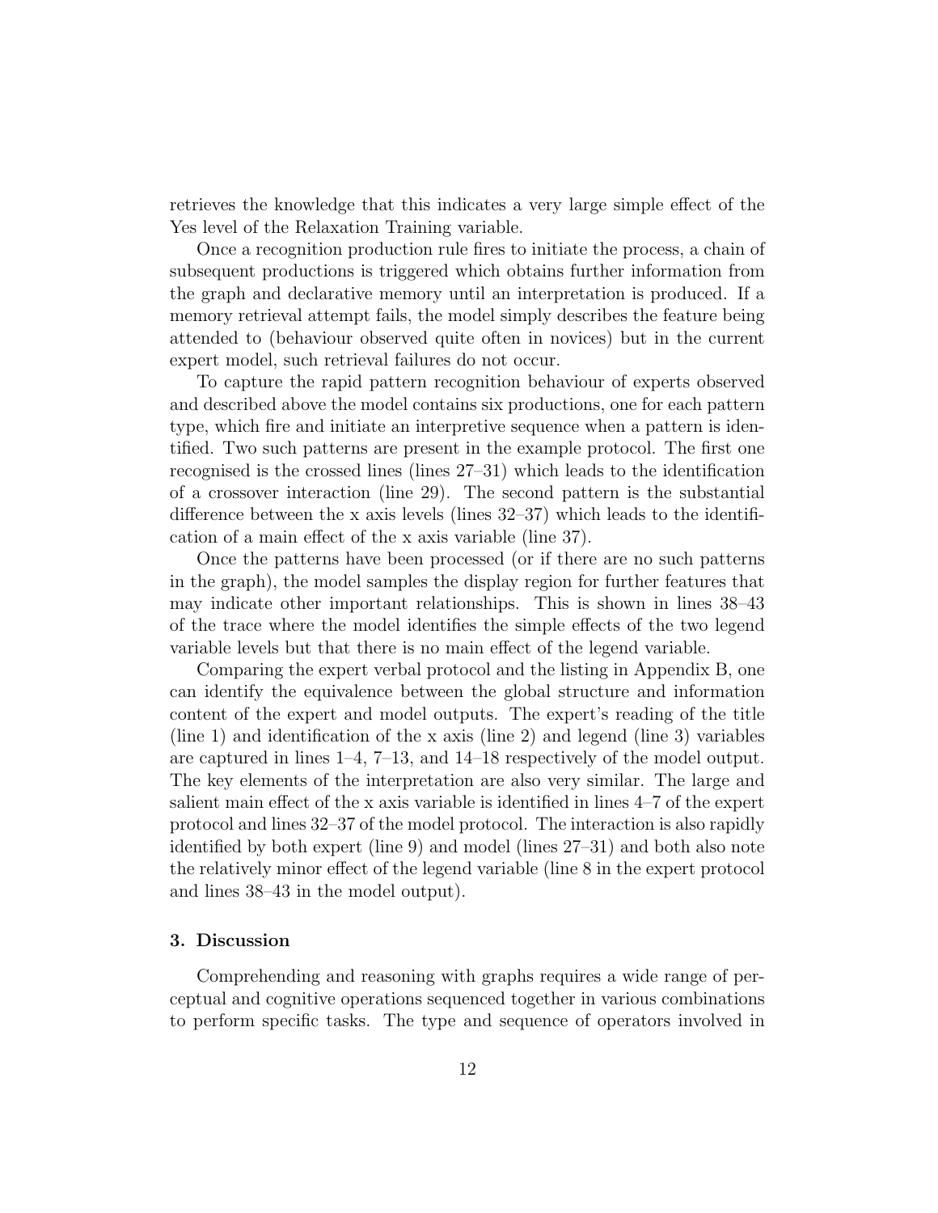retrieves the knowledge that this indicates a very large simple effect of the Yes level of the Relaxation Training variable.

Once a recognition production rule fires to initiate the process, a chain of subsequent productions is triggered which obtains further information from the graph and declarative memory until an interpretation is produced. If a memory retrieval attempt fails, the model simply describes the feature being attended to (behaviour observed quite often in novices) but in the current expert model, such retrieval failures do not occur.

To capture the rapid pattern recognition behaviour of experts observed and described above the model contains six productions, one for each pattern type, which fire and initiate an interpretive sequence when a pattern is identified. Two such patterns are present in the example protocol. The first one recognised is the crossed lines (lines 27–31) which leads to the identification of a crossover interaction (line 29). The second pattern is the substantial difference between the x axis levels (lines 32–37) which leads to the identification of a main effect of the x axis variable (line 37).

Once the patterns have been processed (or if there are no such patterns in the graph), the model samples the display region for further features that may indicate other important relationships. This is shown in lines 38–43 of the trace where the model identifies the simple effects of the two legend variable levels but that there is no main effect of the legend variable.

Comparing the expert verbal protocol and the listing in Appendix B, one can identify the equivalence between the global structure and information content of the expert and model outputs. The expert's reading of the title (line 1) and identification of the x axis (line 2) and legend (line 3) variables are captured in lines 1–4, 7–13, and 14–18 respectively of the model output. The key elements of the interpretation are also very similar. The large and salient main effect of the x axis variable is identified in lines 4–7 of the expert protocol and lines 32–37 of the model protocol. The interaction is also rapidly identified by both expert (line 9) and model (lines 27–31) and both also note the relatively minor effect of the legend variable (line 8 in the expert protocol and lines 38–43 in the model output).

## 3. Discussion

Comprehending and reasoning with graphs requires a wide range of perceptual and cognitive operations sequenced together in various combinations to perform specific tasks. The type and sequence of operators involved in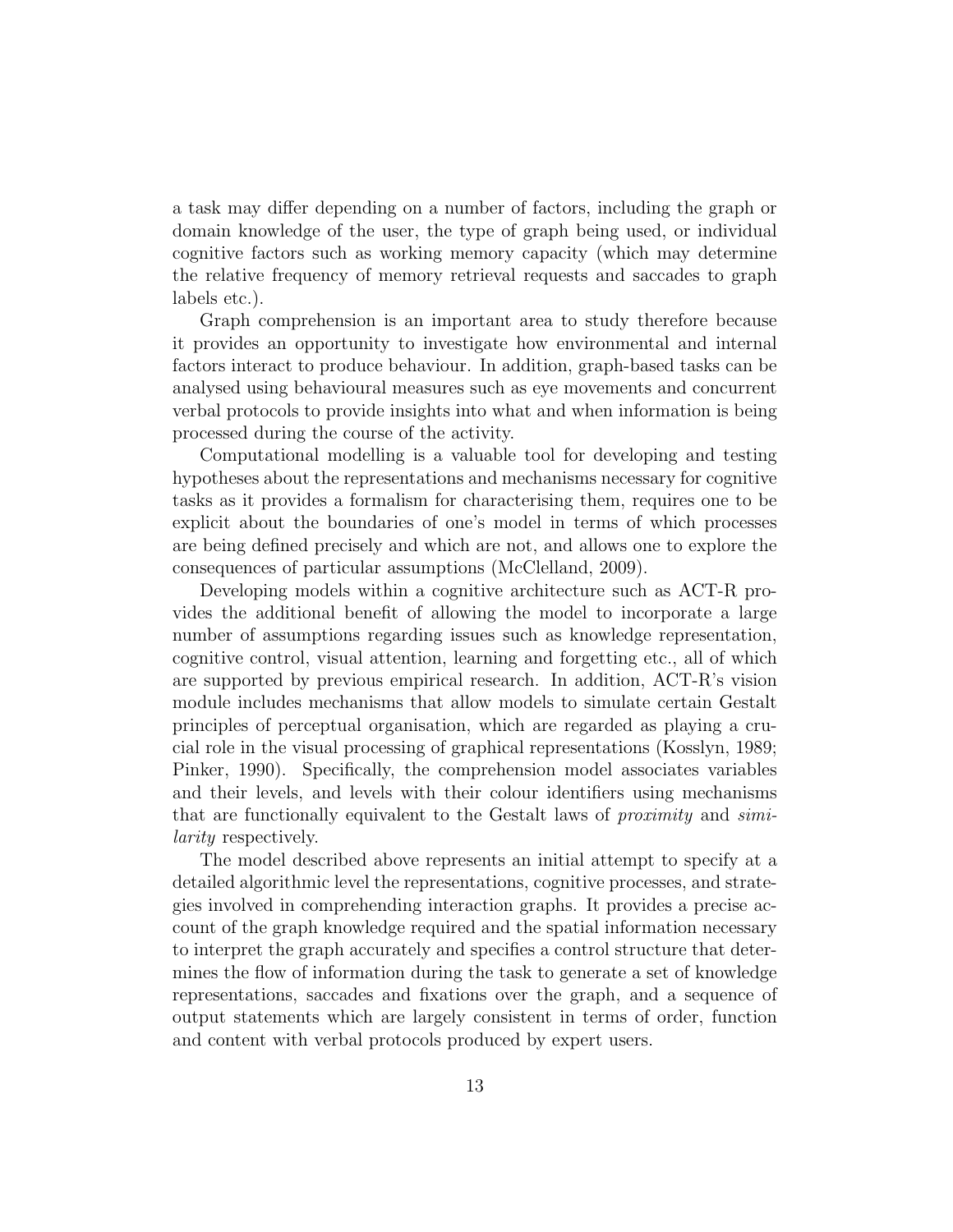a task may differ depending on a number of factors, including the graph or domain knowledge of the user, the type of graph being used, or individual cognitive factors such as working memory capacity (which may determine the relative frequency of memory retrieval requests and saccades to graph labels etc.).

Graph comprehension is an important area to study therefore because it provides an opportunity to investigate how environmental and internal factors interact to produce behaviour. In addition, graph-based tasks can be analysed using behavioural measures such as eye movements and concurrent verbal protocols to provide insights into what and when information is being processed during the course of the activity.

Computational modelling is a valuable tool for developing and testing hypotheses about the representations and mechanisms necessary for cognitive tasks as it provides a formalism for characterising them, requires one to be explicit about the boundaries of one's model in terms of which processes are being defined precisely and which are not, and allows one to explore the consequences of particular assumptions (McClelland, 2009).

Developing models within a cognitive architecture such as ACT-R provides the additional benefit of allowing the model to incorporate a large number of assumptions regarding issues such as knowledge representation, cognitive control, visual attention, learning and forgetting etc., all of which are supported by previous empirical research. In addition, ACT-R's vision module includes mechanisms that allow models to simulate certain Gestalt principles of perceptual organisation, which are regarded as playing a crucial role in the visual processing of graphical representations (Kosslyn, 1989; Pinker, 1990). Specifically, the comprehension model associates variables and their levels, and levels with their colour identifiers using mechanisms that are functionally equivalent to the Gestalt laws of *proximity* and *similarity* respectively.

The model described above represents an initial attempt to specify at a detailed algorithmic level the representations, cognitive processes, and strategies involved in comprehending interaction graphs. It provides a precise account of the graph knowledge required and the spatial information necessary to interpret the graph accurately and specifies a control structure that determines the flow of information during the task to generate a set of knowledge representations, saccades and fixations over the graph, and a sequence of output statements which are largely consistent in terms of order, function and content with verbal protocols produced by expert users.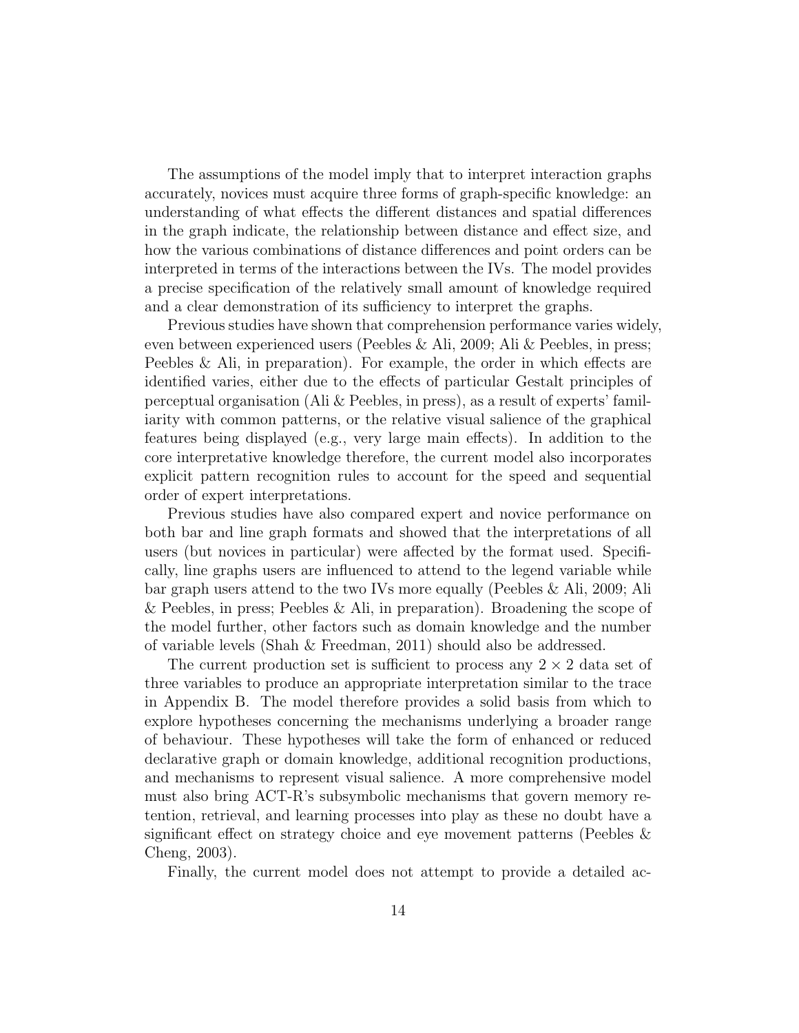The assumptions of the model imply that to interpret interaction graphs accurately, novices must acquire three forms of graph-specific knowledge: an understanding of what effects the different distances and spatial differences in the graph indicate, the relationship between distance and effect size, and how the various combinations of distance differences and point orders can be interpreted in terms of the interactions between the IVs. The model provides a precise specification of the relatively small amount of knowledge required and a clear demonstration of its sufficiency to interpret the graphs.

Previous studies have shown that comprehension performance varies widely, even between experienced users (Peebles & Ali, 2009; Ali & Peebles, in press; Peebles & Ali, in preparation). For example, the order in which effects are identified varies, either due to the effects of particular Gestalt principles of perceptual organisation (Ali & Peebles, in press), as a result of experts' familiarity with common patterns, or the relative visual salience of the graphical features being displayed (e.g., very large main effects). In addition to the core interpretative knowledge therefore, the current model also incorporates explicit pattern recognition rules to account for the speed and sequential order of expert interpretations.

Previous studies have also compared expert and novice performance on both bar and line graph formats and showed that the interpretations of all users (but novices in particular) were affected by the format used. Specifically, line graphs users are influenced to attend to the legend variable while bar graph users attend to the two IVs more equally (Peebles & Ali, 2009; Ali & Peebles, in press; Peebles & Ali, in preparation). Broadening the scope of the model further, other factors such as domain knowledge and the number of variable levels (Shah & Freedman, 2011) should also be addressed.

The current production set is sufficient to process any $2 \times 2$ data set of three variables to produce an appropriate interpretation similar to the trace in Appendix B. The model therefore provides a solid basis from which to explore hypotheses concerning the mechanisms underlying a broader range of behaviour. These hypotheses will take the form of enhanced or reduced declarative graph or domain knowledge, additional recognition productions, and mechanisms to represent visual salience. A more comprehensive model must also bring ACT-R's subsymbolic mechanisms that govern memory retention, retrieval, and learning processes into play as these no doubt have a significant effect on strategy choice and eye movement patterns (Peebles & Cheng, 2003).

Finally, the current model does not attempt to provide a detailed ac-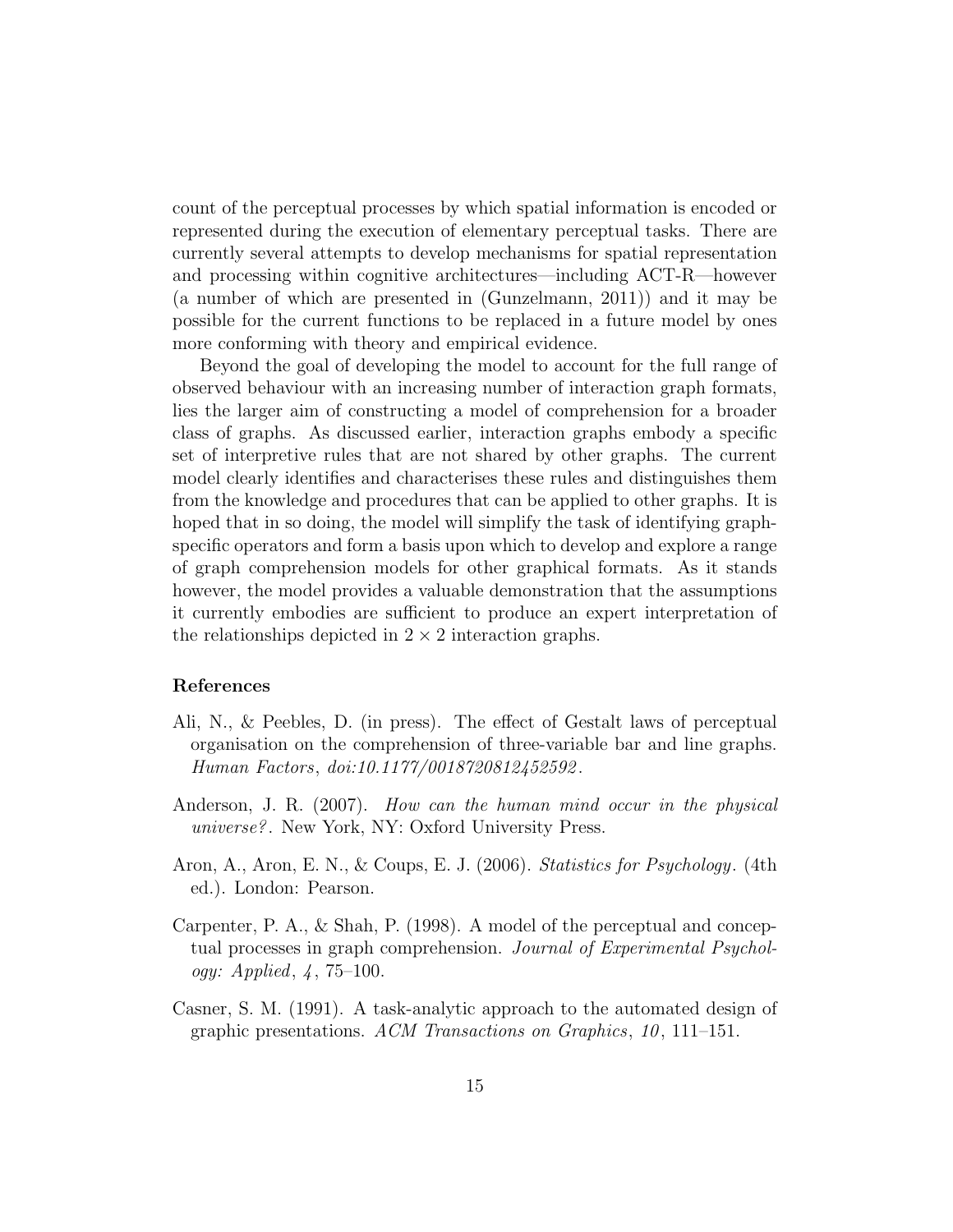count of the perceptual processes by which spatial information is encoded or represented during the execution of elementary perceptual tasks. There are currently several attempts to develop mechanisms for spatial representation and processing within cognitive architectures—including ACT-R—however (a number of which are presented in (Gunzelmann, 2011)) and it may be possible for the current functions to be replaced in a future model by ones more conforming with theory and empirical evidence.

Beyond the goal of developing the model to account for the full range of observed behaviour with an increasing number of interaction graph formats, lies the larger aim of constructing a model of comprehension for a broader class of graphs. As discussed earlier, interaction graphs embody a specific set of interpretive rules that are not shared by other graphs. The current model clearly identifies and characterises these rules and distinguishes them from the knowledge and procedures that can be applied to other graphs. It is hoped that in so doing, the model will simplify the task of identifying graph-specific operators and form a basis upon which to develop and explore a range of graph comprehension models for other graphical formats. As it stands however, the model provides a valuable demonstration that the assumptions it currently embodies are sufficient to produce an expert interpretation of the relationships depicted in $2 \times 2$ interaction graphs.

### References

Ali, N., & Peebles, D. (in press). The effect of Gestalt laws of perceptual organisation on the comprehension of three-variable bar and line graphs. *Human Factors*, *doi:10.1177/0018720812452592*.

Anderson, J. R. (2007). *How can the human mind occur in the physical universe?*. New York, NY: Oxford University Press.

Aron, A., Aron, E. N., & Coups, E. J. (2006). *Statistics for Psychology*. (4th ed.). London: Pearson.

Carpenter, P. A., & Shah, P. (1998). A model of the perceptual and conceptual processes in graph comprehension. *Journal of Experimental Psychology: Applied*, *4*, 75–100.

Casner, S. M. (1991). A task-analytic approach to the automated design of graphic presentations. *ACM Transactions on Graphics*, *10*, 111–151.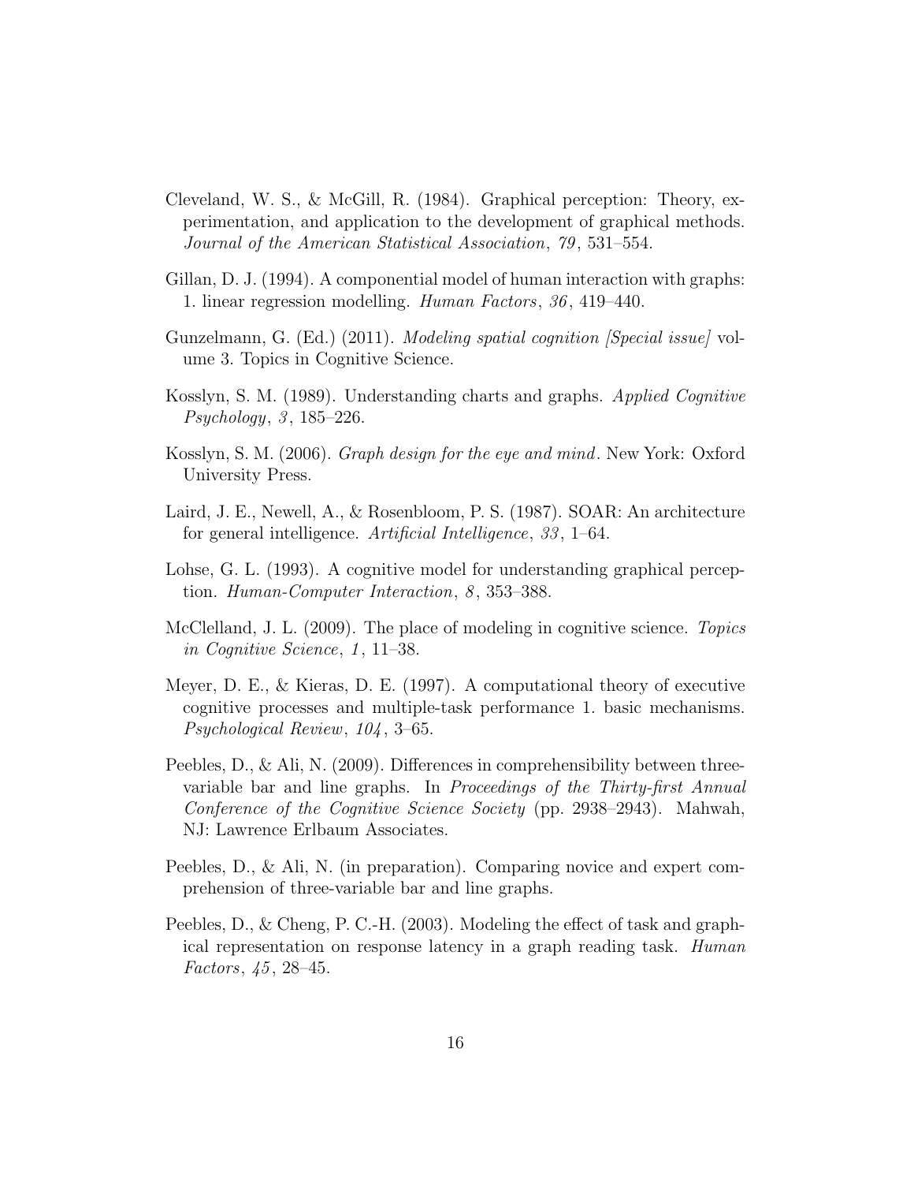Cleveland, W. S., & McGill, R. (1984). Graphical perception: Theory, experimentation, and application to the development of graphical methods. *Journal of the American Statistical Association*, *79*, 531–554.

Gillan, D. J. (1994). A componential model of human interaction with graphs: 1. linear regression modelling. *Human Factors*, *36*, 419–440.

Gunzelmann, G. (Ed.) (2011). *Modeling spatial cognition [Special issue]* volume 3. Topics in Cognitive Science.

Kosslyn, S. M. (1989). Understanding charts and graphs. *Applied Cognitive Psychology*, *3*, 185–226.

Kosslyn, S. M. (2006). *Graph design for the eye and mind*. New York: Oxford University Press.

Laird, J. E., Newell, A., & Rosenbloom, P. S. (1987). SOAR: An architecture for general intelligence. *Artificial Intelligence*, *33*, 1–64.

Lohse, G. L. (1993). A cognitive model for understanding graphical perception. *Human-Computer Interaction*, *8*, 353–388.

McClelland, J. L. (2009). The place of modeling in cognitive science. *Topics in Cognitive Science*, *1*, 11–38.

Meyer, D. E., & Kieras, D. E. (1997). A computational theory of executive cognitive processes and multiple-task performance 1. basic mechanisms. *Psychological Review*, *104*, 3–65.

Peebles, D., & Ali, N. (2009). Differences in comprehensibility between three-variable bar and line graphs. In *Proceedings of the Thirty-first Annual Conference of the Cognitive Science Society* (pp. 2938–2943). Mahwah, NJ: Lawrence Erlbaum Associates.

Peebles, D., & Ali, N. (in preparation). Comparing novice and expert comprehension of three-variable bar and line graphs.

Peebles, D., & Cheng, P. C.-H. (2003). Modeling the effect of task and graphical representation on response latency in a graph reading task. *Human Factors*, *45*, 28–45.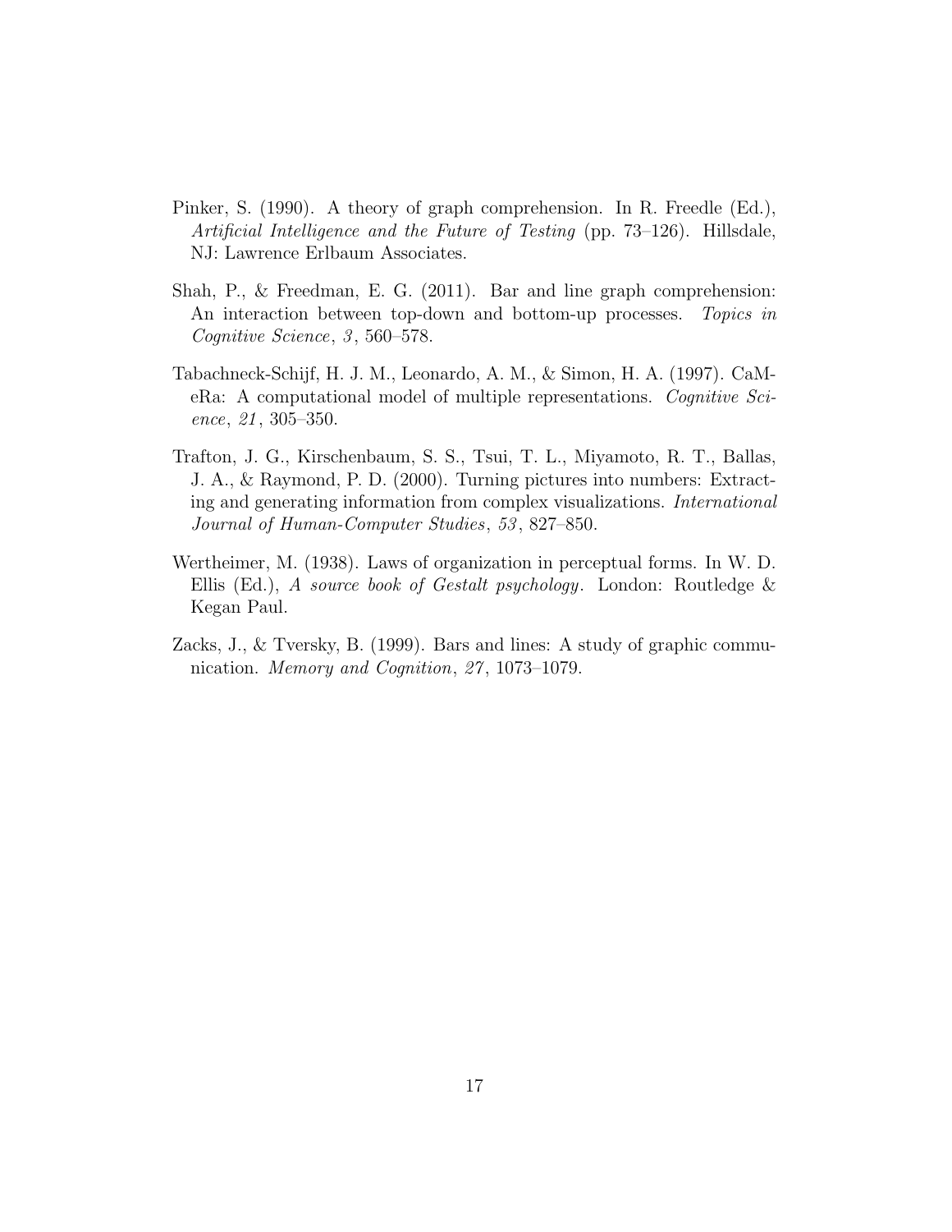Pinker, S. (1990). A theory of graph comprehension. In R. Freedle (Ed.), *Artificial Intelligence and the Future of Testing* (pp. 73–126). Hillsdale, NJ: Lawrence Erlbaum Associates.

Shah, P., & Freedman, E. G. (2011). Bar and line graph comprehension: An interaction between top-down and bottom-up processes. *Topics in Cognitive Science*, *3*, 560–578.

Tabachneck-Schijf, H. J. M., Leonardo, A. M., & Simon, H. A. (1997). CaMeRa: A computational model of multiple representations. *Cognitive Science*, *21*, 305–350.

Trafton, J. G., Kirschenbaum, S. S., Tsui, T. L., Miyamoto, R. T., Ballas, J. A., & Raymond, P. D. (2000). Turning pictures into numbers: Extracting and generating information from complex visualizations. *International Journal of Human-Computer Studies*, *53*, 827–850.

Wertheimer, M. (1938). Laws of organization in perceptual forms. In W. D. Ellis (Ed.), *A source book of Gestalt psychology*. London: Routledge & Kegan Paul.

Zacks, J., & Tversky, B. (1999). Bars and lines: A study of graphic communication. *Memory and Cognition*, *27*, 1073–1079.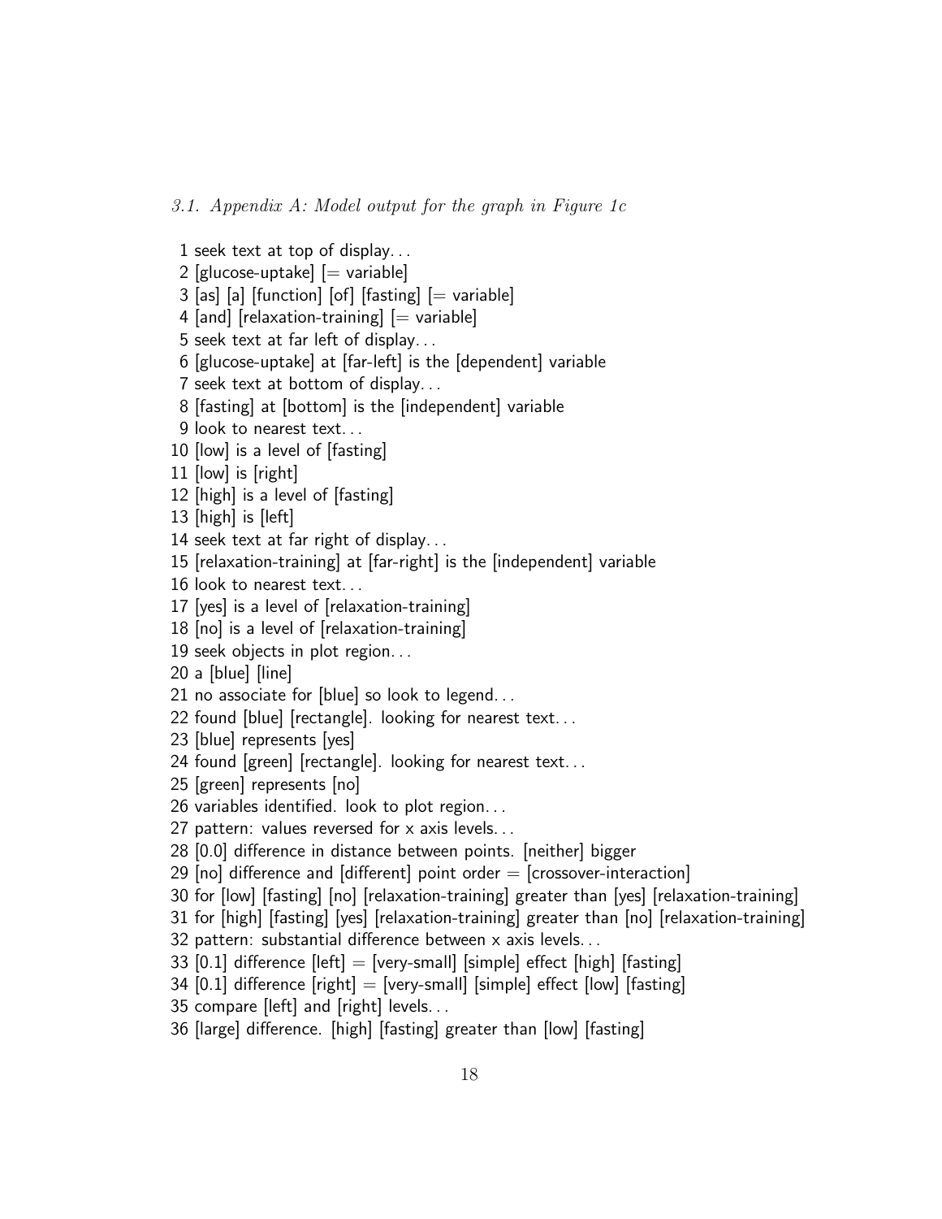### 3.1. Appendix A: Model output for the graph in Figure 1c

```
 1 seek text at top of display...
 2 [glucose-uptake] [= variable]
 3 [as] [a] [function] [of] [fasting] [= variable]
 4 [and] [relaxation-training] [= variable]
 5 seek text at far left of display...
 6 [glucose-uptake] at [far-left] is the [dependent] variable
 7 seek text at bottom of display...
 8 [fasting] at [bottom] is the [independent] variable
 9 look to nearest text...
10 [low] is a level of [fasting]
11 [low] is [right]
12 [high] is a level of [fasting]
13 [high] is [left]
14 seek text at far right of display...
15 [relaxation-training] at [far-right] is the [independent] variable
16 look to nearest text...
17 [yes] is a level of [relaxation-training]
18 [no] is a level of [relaxation-training]
19 seek objects in plot region...
20 a [blue] [line]
21 no associate for [blue] so look to legend...
22 found [blue] [rectangle]. looking for nearest text...
23 [blue] represents [yes]
24 found [green] [rectangle]. looking for nearest text...
25 [green] represents [no]
26 variables identified. look to plot region...
27 pattern: values reversed for x axis levels...
28 [0.0] difference in distance between points. [neither] bigger
29 [no] difference and [different] point order = [crossover-interaction]
30 for [low] [fasting] [no] [relaxation-training] greater than [yes] [relaxation-training]
31 for [high] [fasting] [yes] [relaxation-training] greater than [no] [relaxation-training]
32 pattern: substantial difference between x axis levels...
33 [0.1] difference [left] = [very-small] [simple] effect [high] [fasting]
34 [0.1] difference [right] = [very-small] [simple] effect [low] [fasting]
35 compare [left] and [right] levels...
36 [large] difference. [high] [fasting] greater than [low] [fasting]
```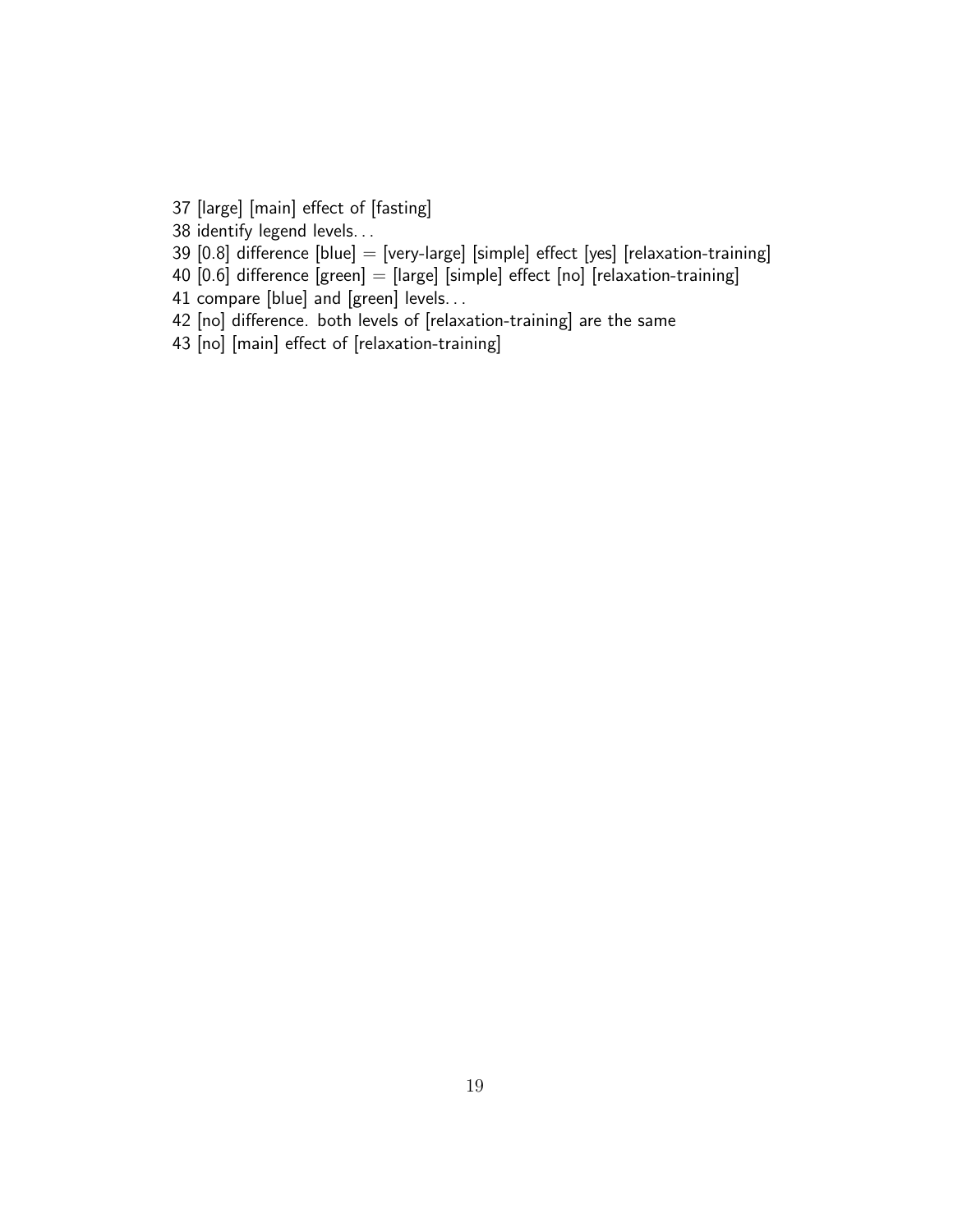37 [large] [main] effect of [fasting]
38 identify legend levels. . .
39 [0.8] difference [blue] = [very-large] [simple] effect [yes] [relaxation-training]
40 [0.6] difference [green] = [large] [simple] effect [no] [relaxation-training]
41 compare [blue] and [green] levels. . .
42 [no] difference. both levels of [relaxation-training] are the same
43 [no] [main] effect of [relaxation-training]